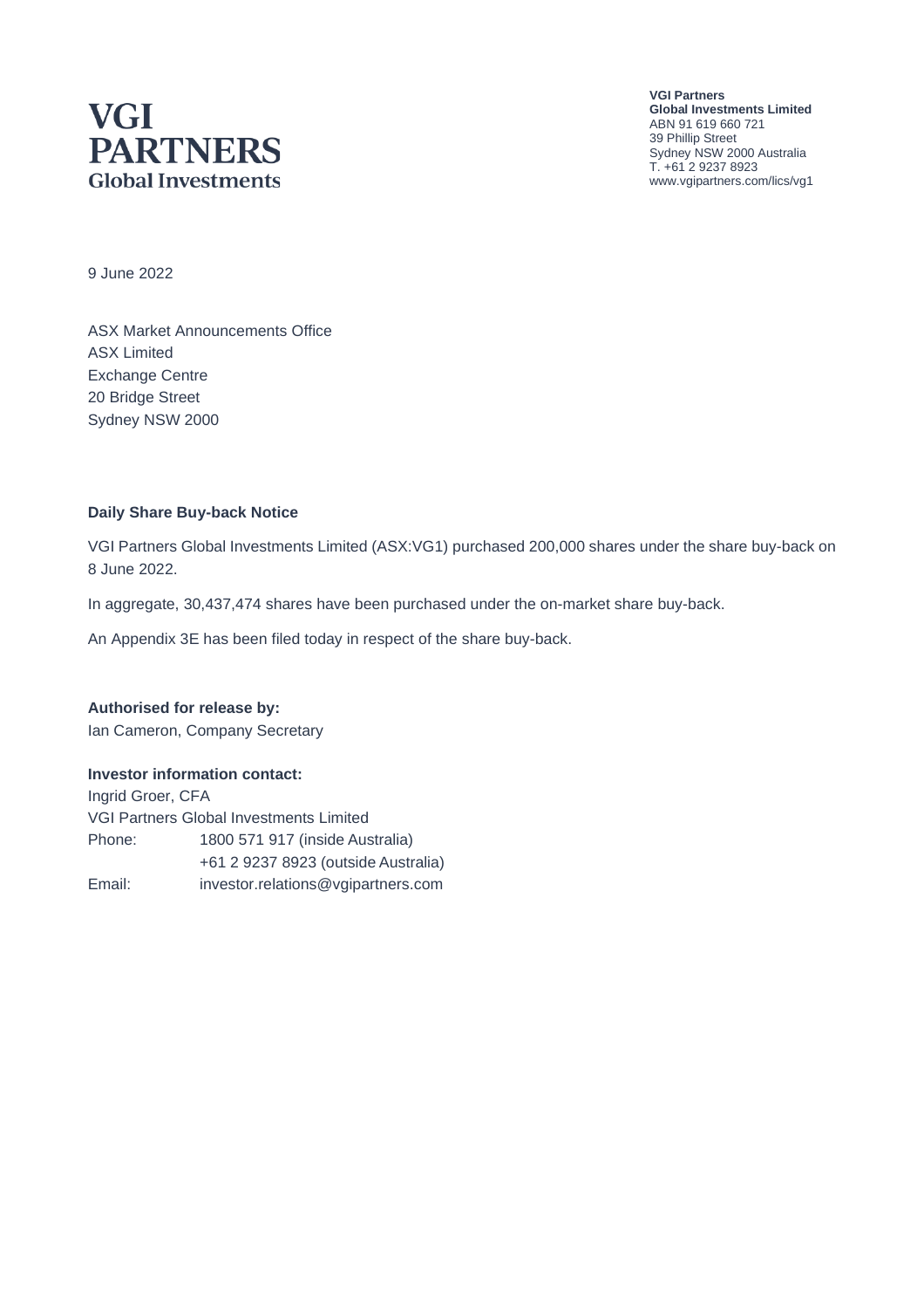VGI PARTNERS
Global Investments

**VGI Partners**
**Global Investments Limited**
ABN 91 619 660 721
39 Phillip Street
Sydney NSW 2000 Australia
T. +61 2 9237 8923
www.vgipartners.com/lics/vg1

9 June 2022

ASX Market Announcements Office
ASX Limited
Exchange Centre
20 Bridge Street
Sydney NSW 2000

**Daily Share Buy-back Notice**

VGI Partners Global Investments Limited (ASX:VG1) purchased 200,000 shares under the share buy-back on 8 June 2022.

In aggregate, 30,437,474 shares have been purchased under the on-market share buy-back.

An Appendix 3E has been filed today in respect of the share buy-back.

**Authorised for release by:**
Ian Cameron, Company Secretary

**Investor information contact:**
Ingrid Groer, CFA
VGI Partners Global Investments Limited

| | |
|---|---|
| Phone: | 1800 571 917 (inside Australia) |
| | +61 2 9237 8923 (outside Australia) |
| Email: | investor.relations@vgipartners.com |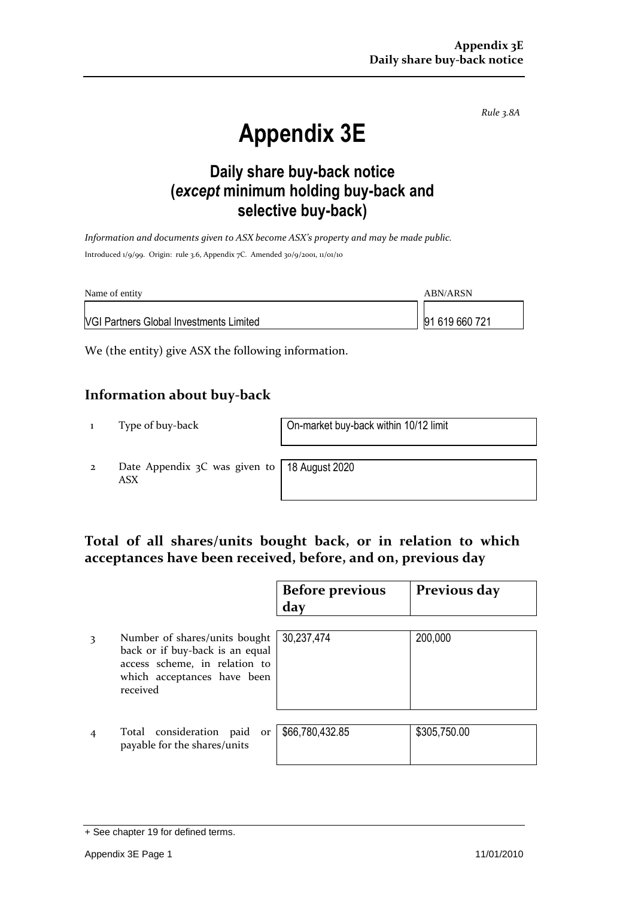*Rule 3.8A*

# Appendix 3E

## Daily share buy-back notice (*except* minimum holding buy-back and selective buy-back)

*Information and documents given to ASX become ASX's property and may be made public.*

Introduced 1/9/99. Origin: rule 3.6, Appendix 7C. Amended 30/9/2001, 11/01/10

| Name of entity | ABN/ARSN |
|---|---|
| VGI Partners Global Investments Limited | 91 619 660 721 |

We (the entity) give ASX the following information.

## Information about buy-back

| | | |
|---|---|---|
| 1 | Type of buy-back | On-market buy-back within 10/12 limit |
| 2 | Date Appendix 3C was given to ASX | 18 August 2020 |

## Total of all shares/units bought back, or in relation to which acceptances have been received, before, and on, previous day

| | | Before previous day | Previous day |
|---|---|---|---|
| 3 | Number of shares/units bought back or if buy-back is an equal access scheme, in relation to which acceptances have been received | 30,237,474 | 200,000 |
| 4 | Total consideration paid or payable for the shares/units | $66,780,432.85 | $305,750.00 |

+ See chapter 19 for defined terms.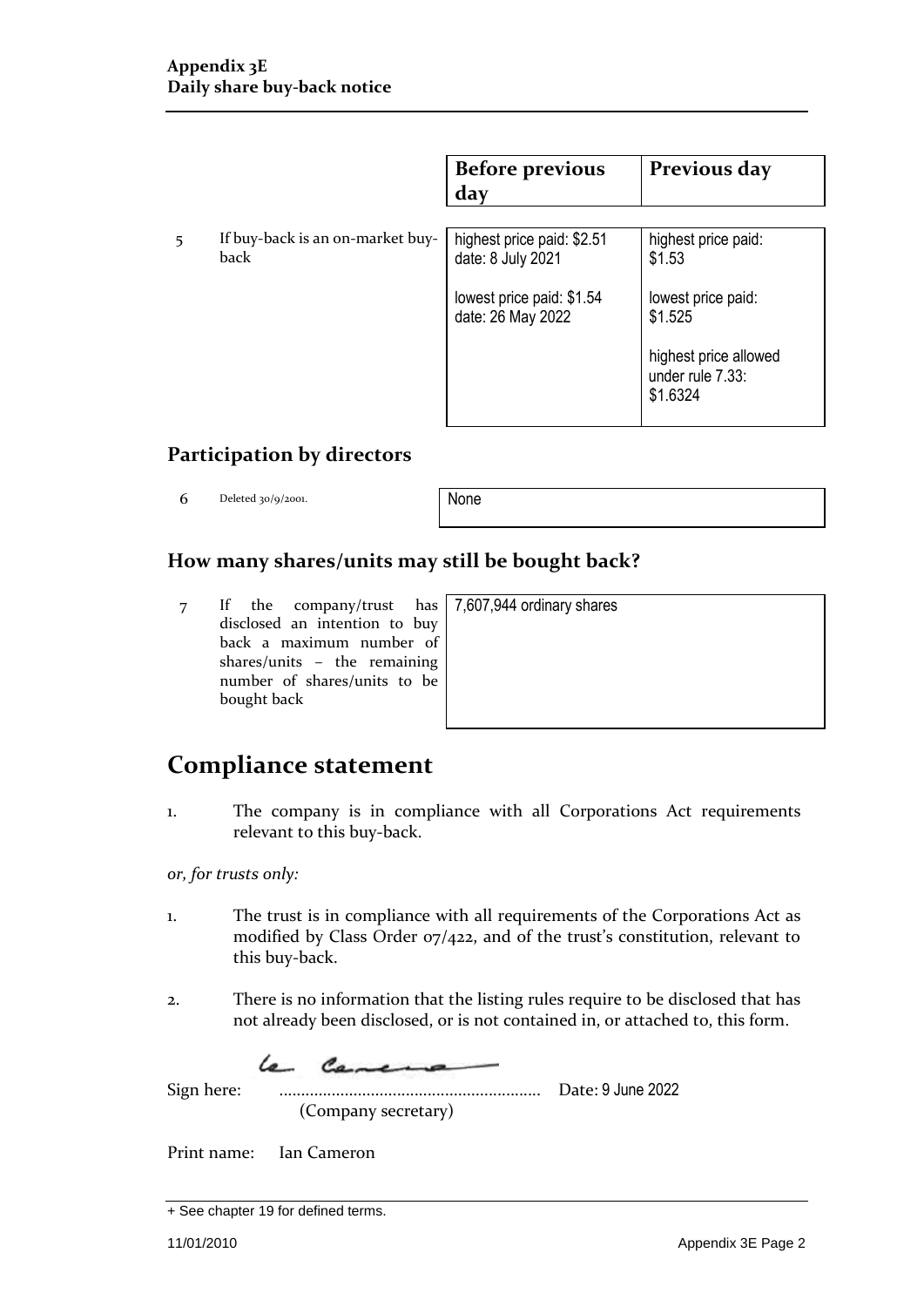**Appendix 3E**
**Daily share buy-back notice**

| | | Before previous day | Previous day |
|---|---|---|---|
| 5 | If buy-back is an on-market buy-back | highest price paid: $2.51<br>date: 8 July 2021<br><br>lowest price paid: $1.54<br>date: 26 May 2022 | highest price paid: $1.53<br><br>lowest price paid: $1.525<br><br>highest price allowed under rule 7.33: $1.6324 |

## Participation by directors

| | | |
|---|---|---|
| 6 | Deleted 30/9/2001. | None |

## How many shares/units may still be bought back?

| | | |
|---|---|---|
| 7 | If the company/trust has disclosed an intention to buy back a maximum number of shares/units – the remaining number of shares/units to be bought back | 7,607,944 ordinary shares |

# Compliance statement

1. The company is in compliance with all Corporations Act requirements relevant to this buy-back.

*or, for trusts only:*

1. The trust is in compliance with all requirements of the Corporations Act as modified by Class Order 07/422, and of the trust's constitution, relevant to this buy-back.

2. There is no information that the listing rules require to be disclosed that has not already been disclosed, or is not contained in, or attached to, this form.

Sign here: ............................................................ Date: 9 June 2022
(Company secretary)

Print name: Ian Cameron

+ See chapter 19 for defined terms.